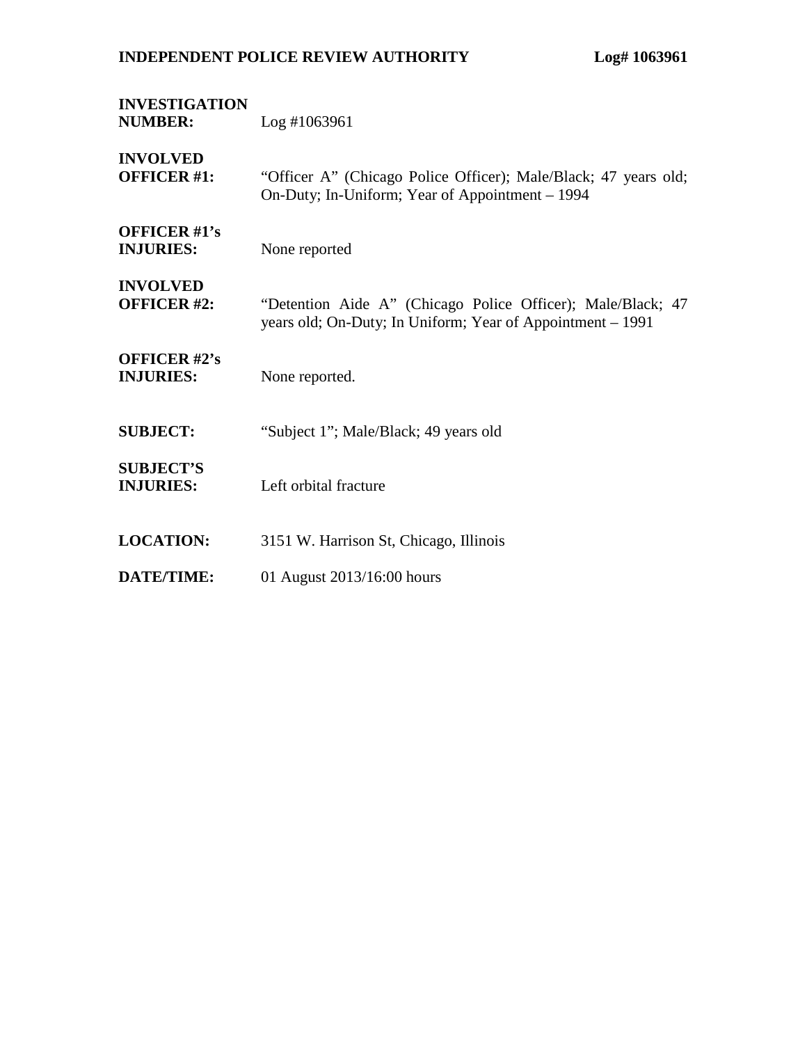**INDEPENDENT POLICE REVIEW AUTHORITY** **Log# 1063961**

| | |
|---|---|
| **INVESTIGATION NUMBER:** | Log #1063961 |
| **INVOLVED OFFICER #1:** | "Officer A" (Chicago Police Officer); Male/Black; 47 years old; On-Duty; In-Uniform; Year of Appointment – 1994 |
| **OFFICER #1's INJURIES:** | None reported |
| **INVOLVED OFFICER #2:** | "Detention Aide A" (Chicago Police Officer); Male/Black; 47 years old; On-Duty; In Uniform; Year of Appointment – 1991 |
| **OFFICER #2's INJURIES:** | None reported. |
| **SUBJECT:** | "Subject 1"; Male/Black; 49 years old |
| **SUBJECT'S INJURIES:** | Left orbital fracture |
| **LOCATION:** | 3151 W. Harrison St, Chicago, Illinois |
| **DATE/TIME:** | 01 August 2013/16:00 hours |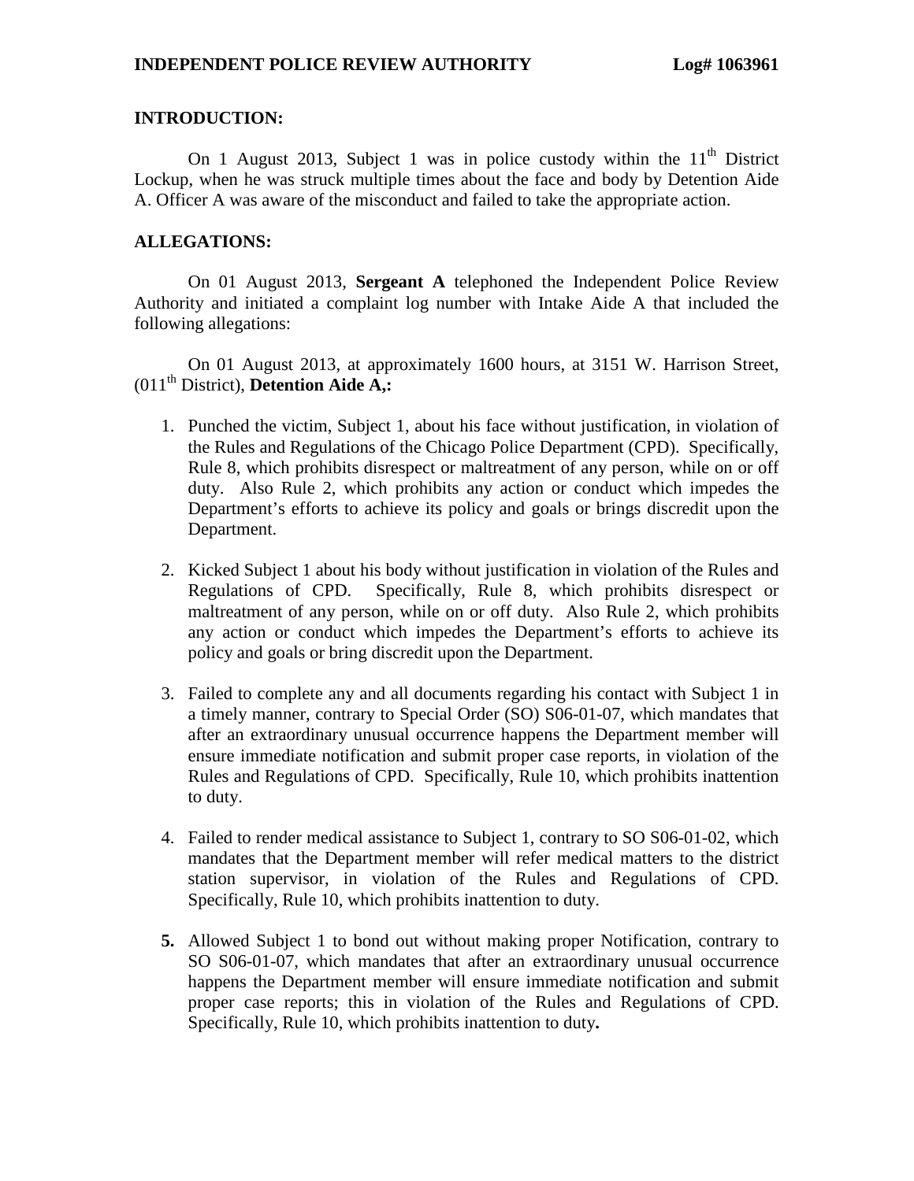**INDEPENDENT POLICE REVIEW AUTHORITY Log# 1063961**

## INTRODUCTION:

On 1 August 2013, Subject 1 was in police custody within the 11th District Lockup, when he was struck multiple times about the face and body by Detention Aide A. Officer A was aware of the misconduct and failed to take the appropriate action.

## ALLEGATIONS:

On 01 August 2013, **Sergeant A** telephoned the Independent Police Review Authority and initiated a complaint log number with Intake Aide A that included the following allegations:

On 01 August 2013, at approximately 1600 hours, at 3151 W. Harrison Street, (011th District), **Detention Aide A,:**

1. Punched the victim, Subject 1, about his face without justification, in violation of the Rules and Regulations of the Chicago Police Department (CPD). Specifically, Rule 8, which prohibits disrespect or maltreatment of any person, while on or off duty. Also Rule 2, which prohibits any action or conduct which impedes the Department's efforts to achieve its policy and goals or brings discredit upon the Department.

2. Kicked Subject 1 about his body without justification in violation of the Rules and Regulations of CPD. Specifically, Rule 8, which prohibits disrespect or maltreatment of any person, while on or off duty. Also Rule 2, which prohibits any action or conduct which impedes the Department's efforts to achieve its policy and goals or bring discredit upon the Department.

3. Failed to complete any and all documents regarding his contact with Subject 1 in a timely manner, contrary to Special Order (SO) S06-01-07, which mandates that after an extraordinary unusual occurrence happens the Department member will ensure immediate notification and submit proper case reports, in violation of the Rules and Regulations of CPD. Specifically, Rule 10, which prohibits inattention to duty.

4. Failed to render medical assistance to Subject 1, contrary to SO S06-01-02, which mandates that the Department member will refer medical matters to the district station supervisor, in violation of the Rules and Regulations of CPD. Specifically, Rule 10, which prohibits inattention to duty.

5. Allowed Subject 1 to bond out without making proper Notification, contrary to SO S06-01-07, which mandates that after an extraordinary unusual occurrence happens the Department member will ensure immediate notification and submit proper case reports; this in violation of the Rules and Regulations of CPD. Specifically, Rule 10, which prohibits inattention to duty.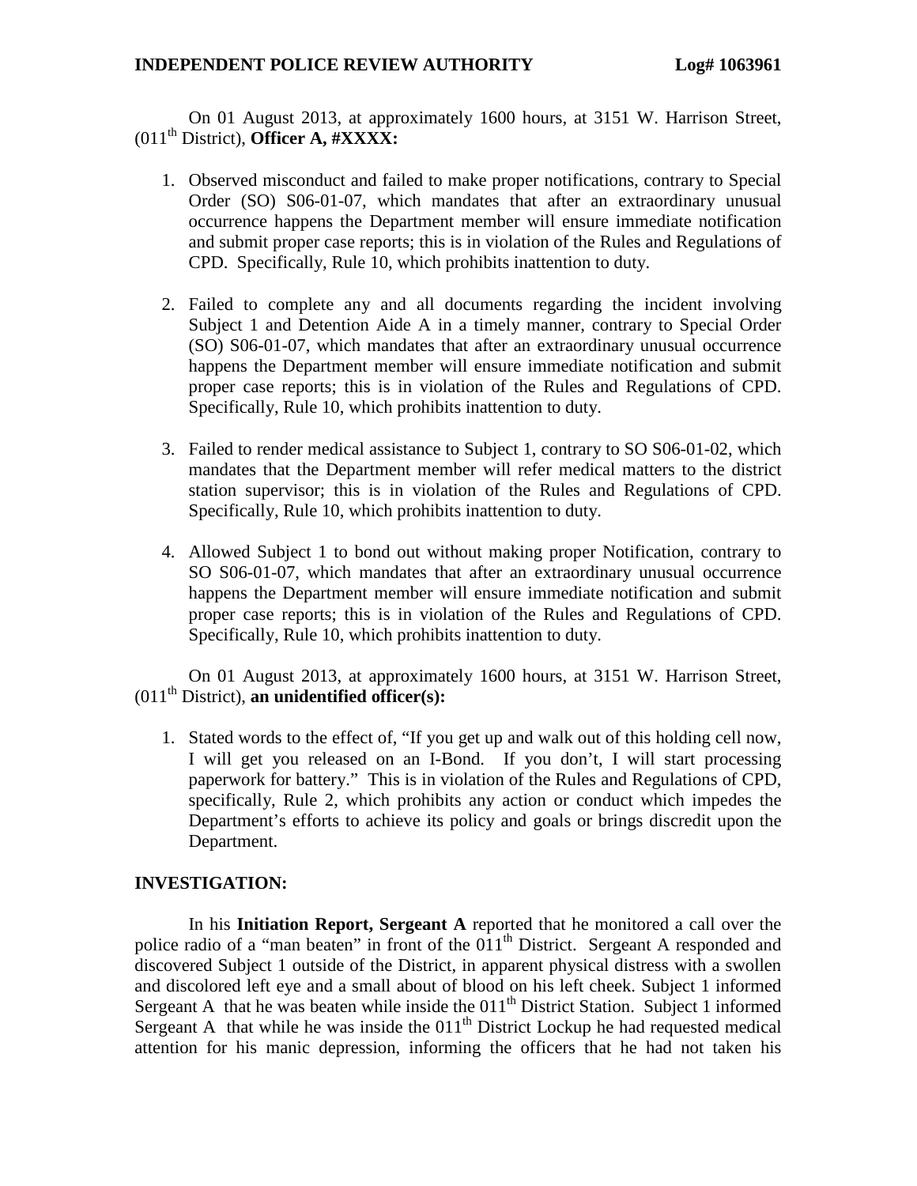On 01 August 2013, at approximately 1600 hours, at 3151 W. Harrison Street, (011th District), **Officer A, #XXXX:**

1. Observed misconduct and failed to make proper notifications, contrary to Special Order (SO) S06-01-07, which mandates that after an extraordinary unusual occurrence happens the Department member will ensure immediate notification and submit proper case reports; this is in violation of the Rules and Regulations of CPD. Specifically, Rule 10, which prohibits inattention to duty.

2. Failed to complete any and all documents regarding the incident involving Subject 1 and Detention Aide A in a timely manner, contrary to Special Order (SO) S06-01-07, which mandates that after an extraordinary unusual occurrence happens the Department member will ensure immediate notification and submit proper case reports; this is in violation of the Rules and Regulations of CPD. Specifically, Rule 10, which prohibits inattention to duty.

3. Failed to render medical assistance to Subject 1, contrary to SO S06-01-02, which mandates that the Department member will refer medical matters to the district station supervisor; this is in violation of the Rules and Regulations of CPD. Specifically, Rule 10, which prohibits inattention to duty.

4. Allowed Subject 1 to bond out without making proper Notification, contrary to SO S06-01-07, which mandates that after an extraordinary unusual occurrence happens the Department member will ensure immediate notification and submit proper case reports; this is in violation of the Rules and Regulations of CPD. Specifically, Rule 10, which prohibits inattention to duty.

On 01 August 2013, at approximately 1600 hours, at 3151 W. Harrison Street, (011th District), **an unidentified officer(s):**

1. Stated words to the effect of, "If you get up and walk out of this holding cell now, I will get you released on an I-Bond. If you don't, I will start processing paperwork for battery." This is in violation of the Rules and Regulations of CPD, specifically, Rule 2, which prohibits any action or conduct which impedes the Department's efforts to achieve its policy and goals or brings discredit upon the Department.

## INVESTIGATION:

In his **Initiation Report, Sergeant A** reported that he monitored a call over the police radio of a "man beaten" in front of the 011th District. Sergeant A responded and discovered Subject 1 outside of the District, in apparent physical distress with a swollen and discolored left eye and a small about of blood on his left cheek. Subject 1 informed Sergeant A that he was beaten while inside the 011th District Station. Subject 1 informed Sergeant A that while he was inside the 011th District Lockup he had requested medical attention for his manic depression, informing the officers that he had not taken his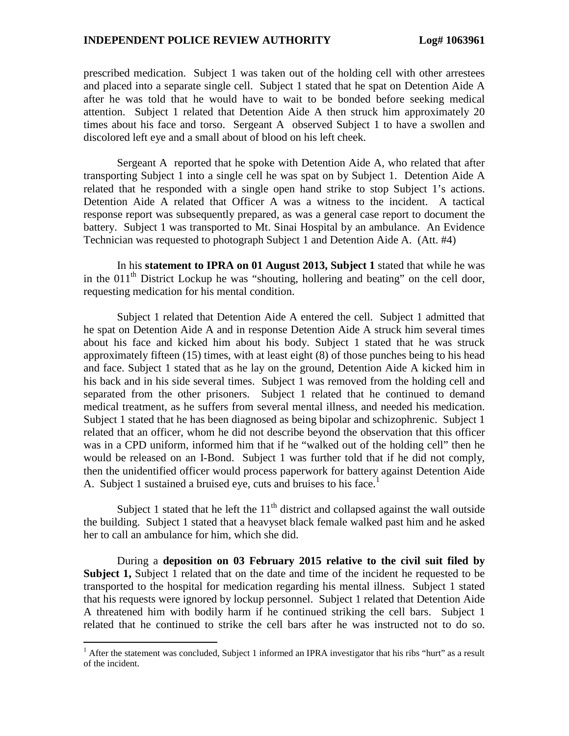prescribed medication. Subject 1 was taken out of the holding cell with other arrestees and placed into a separate single cell. Subject 1 stated that he spat on Detention Aide A after he was told that he would have to wait to be bonded before seeking medical attention. Subject 1 related that Detention Aide A then struck him approximately 20 times about his face and torso. Sergeant A observed Subject 1 to have a swollen and discolored left eye and a small about of blood on his left cheek.

Sergeant A reported that he spoke with Detention Aide A, who related that after transporting Subject 1 into a single cell he was spat on by Subject 1. Detention Aide A related that he responded with a single open hand strike to stop Subject 1's actions. Detention Aide A related that Officer A was a witness to the incident. A tactical response report was subsequently prepared, as was a general case report to document the battery. Subject 1 was transported to Mt. Sinai Hospital by an ambulance. An Evidence Technician was requested to photograph Subject 1 and Detention Aide A. (Att. #4)

In his **statement to IPRA on 01 August 2013, Subject 1** stated that while he was in the 011th District Lockup he was "shouting, hollering and beating" on the cell door, requesting medication for his mental condition.

Subject 1 related that Detention Aide A entered the cell. Subject 1 admitted that he spat on Detention Aide A and in response Detention Aide A struck him several times about his face and kicked him about his body. Subject 1 stated that he was struck approximately fifteen (15) times, with at least eight (8) of those punches being to his head and face. Subject 1 stated that as he lay on the ground, Detention Aide A kicked him in his back and in his side several times. Subject 1 was removed from the holding cell and separated from the other prisoners. Subject 1 related that he continued to demand medical treatment, as he suffers from several mental illness, and needed his medication. Subject 1 stated that he has been diagnosed as being bipolar and schizophrenic. Subject 1 related that an officer, whom he did not describe beyond the observation that this officer was in a CPD uniform, informed him that if he "walked out of the holding cell" then he would be released on an I-Bond. Subject 1 was further told that if he did not comply, then the unidentified officer would process paperwork for battery against Detention Aide A. Subject 1 sustained a bruised eye, cuts and bruises to his face.[1]

Subject 1 stated that he left the 11th district and collapsed against the wall outside the building. Subject 1 stated that a heavyset black female walked past him and he asked her to call an ambulance for him, which she did.

During a **deposition on 03 February 2015 relative to the civil suit filed by Subject 1,** Subject 1 related that on the date and time of the incident he requested to be transported to the hospital for medication regarding his mental illness. Subject 1 stated that his requests were ignored by lockup personnel. Subject 1 related that Detention Aide A threatened him with bodily harm if he continued striking the cell bars. Subject 1 related that he continued to strike the cell bars after he was instructed not to do so.

[1] After the statement was concluded, Subject 1 informed an IPRA investigator that his ribs "hurt" as a result of the incident.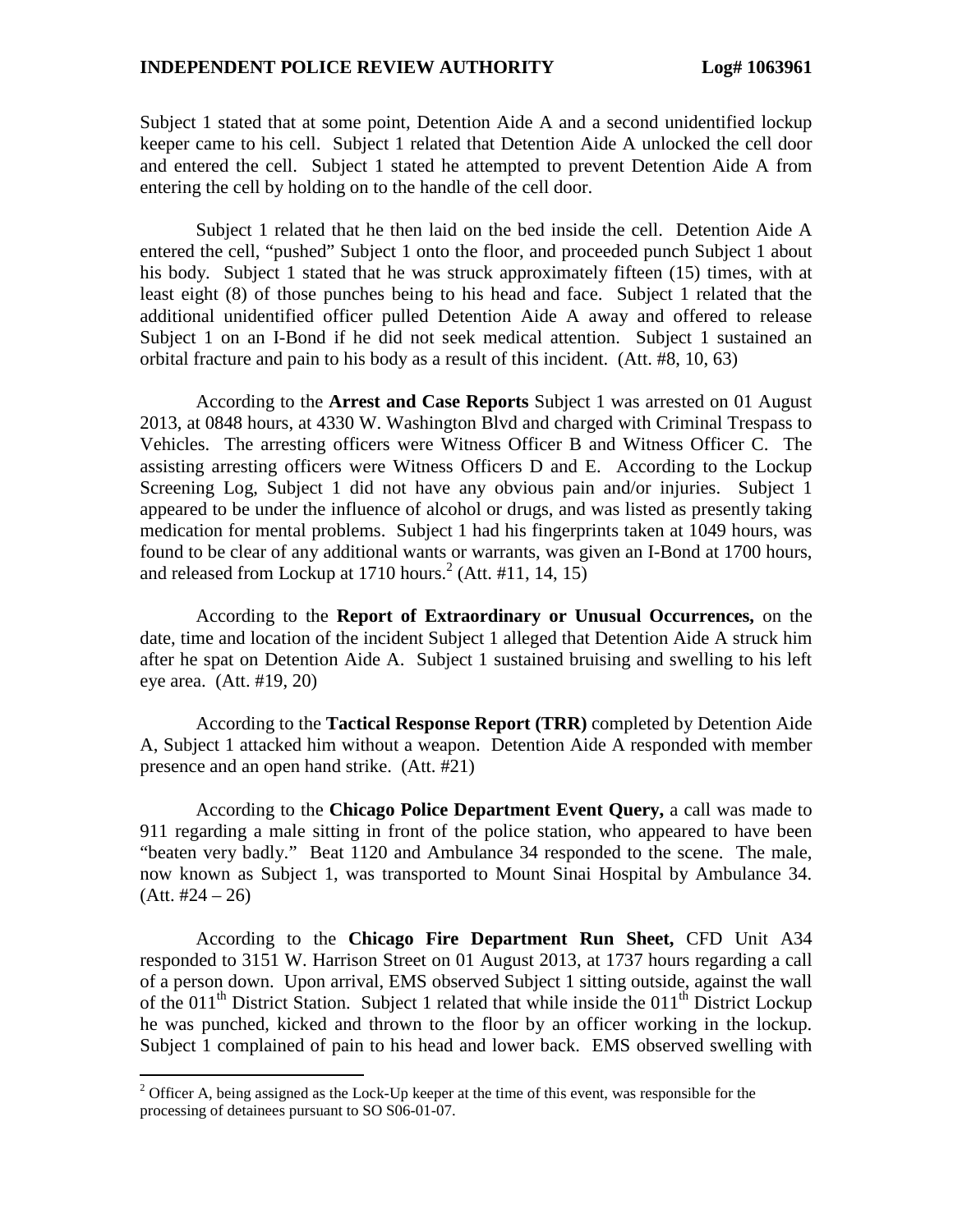Subject 1 stated that at some point, Detention Aide A and a second unidentified lockup keeper came to his cell. Subject 1 related that Detention Aide A unlocked the cell door and entered the cell. Subject 1 stated he attempted to prevent Detention Aide A from entering the cell by holding on to the handle of the cell door.

Subject 1 related that he then laid on the bed inside the cell. Detention Aide A entered the cell, "pushed" Subject 1 onto the floor, and proceeded punch Subject 1 about his body. Subject 1 stated that he was struck approximately fifteen (15) times, with at least eight (8) of those punches being to his head and face. Subject 1 related that the additional unidentified officer pulled Detention Aide A away and offered to release Subject 1 on an I-Bond if he did not seek medical attention. Subject 1 sustained an orbital fracture and pain to his body as a result of this incident. (Att. #8, 10, 63)

According to the **Arrest and Case Reports** Subject 1 was arrested on 01 August 2013, at 0848 hours, at 4330 W. Washington Blvd and charged with Criminal Trespass to Vehicles. The arresting officers were Witness Officer B and Witness Officer C. The assisting arresting officers were Witness Officers D and E. According to the Lockup Screening Log, Subject 1 did not have any obvious pain and/or injuries. Subject 1 appeared to be under the influence of alcohol or drugs, and was listed as presently taking medication for mental problems. Subject 1 had his fingerprints taken at 1049 hours, was found to be clear of any additional wants or warrants, was given an I-Bond at 1700 hours, and released from Lockup at 1710 hours.[2] (Att. #11, 14, 15)

According to the **Report of Extraordinary or Unusual Occurrences,** on the date, time and location of the incident Subject 1 alleged that Detention Aide A struck him after he spat on Detention Aide A. Subject 1 sustained bruising and swelling to his left eye area. (Att. #19, 20)

According to the **Tactical Response Report (TRR)** completed by Detention Aide A, Subject 1 attacked him without a weapon. Detention Aide A responded with member presence and an open hand strike. (Att. #21)

According to the **Chicago Police Department Event Query,** a call was made to 911 regarding a male sitting in front of the police station, who appeared to have been "beaten very badly." Beat 1120 and Ambulance 34 responded to the scene. The male, now known as Subject 1, was transported to Mount Sinai Hospital by Ambulance 34. (Att. #24 – 26)

According to the **Chicago Fire Department Run Sheet,** CFD Unit A34 responded to 3151 W. Harrison Street on 01 August 2013, at 1737 hours regarding a call of a person down. Upon arrival, EMS observed Subject 1 sitting outside, against the wall of the 011th District Station. Subject 1 related that while inside the 011th District Lockup he was punched, kicked and thrown to the floor by an officer working in the lockup. Subject 1 complained of pain to his head and lower back. EMS observed swelling with

[2] Officer A, being assigned as the Lock-Up keeper at the time of this event, was responsible for the processing of detainees pursuant to SO S06-01-07.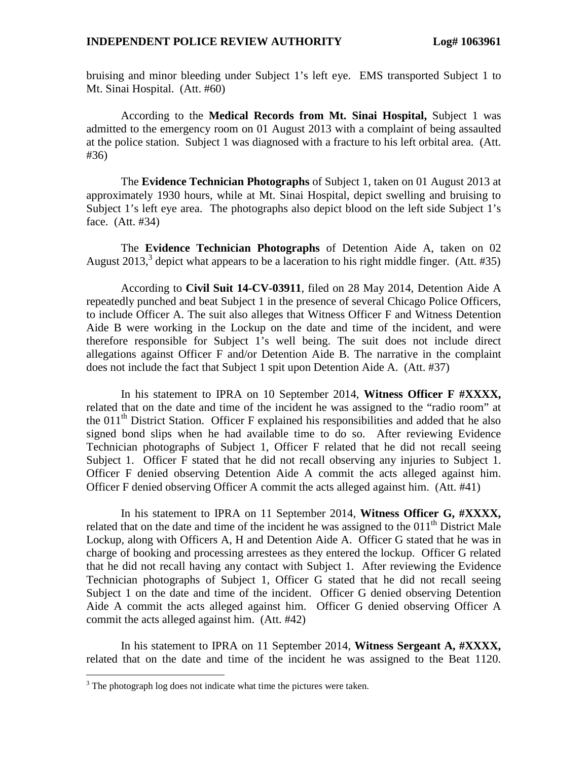bruising and minor bleeding under Subject 1's left eye. EMS transported Subject 1 to Mt. Sinai Hospital. (Att. #60)

According to the **Medical Records from Mt. Sinai Hospital,** Subject 1 was admitted to the emergency room on 01 August 2013 with a complaint of being assaulted at the police station. Subject 1 was diagnosed with a fracture to his left orbital area. (Att. #36)

The **Evidence Technician Photographs** of Subject 1, taken on 01 August 2013 at approximately 1930 hours, while at Mt. Sinai Hospital, depict swelling and bruising to Subject 1's left eye area. The photographs also depict blood on the left side Subject 1's face. (Att. #34)

The **Evidence Technician Photographs** of Detention Aide A, taken on 02 August 2013,[3] depict what appears to be a laceration to his right middle finger. (Att. #35)

According to **Civil Suit 14-CV-03911**, filed on 28 May 2014, Detention Aide A repeatedly punched and beat Subject 1 in the presence of several Chicago Police Officers, to include Officer A. The suit also alleges that Witness Officer F and Witness Detention Aide B were working in the Lockup on the date and time of the incident, and were therefore responsible for Subject 1's well being. The suit does not include direct allegations against Officer F and/or Detention Aide B. The narrative in the complaint does not include the fact that Subject 1 spit upon Detention Aide A. (Att. #37)

In his statement to IPRA on 10 September 2014, **Witness Officer F #XXXX,** related that on the date and time of the incident he was assigned to the "radio room" at the 011th District Station. Officer F explained his responsibilities and added that he also signed bond slips when he had available time to do so. After reviewing Evidence Technician photographs of Subject 1, Officer F related that he did not recall seeing Subject 1. Officer F stated that he did not recall observing any injuries to Subject 1. Officer F denied observing Detention Aide A commit the acts alleged against him. Officer F denied observing Officer A commit the acts alleged against him. (Att. #41)

In his statement to IPRA on 11 September 2014, **Witness Officer G, #XXXX,** related that on the date and time of the incident he was assigned to the 011th District Male Lockup, along with Officers A, H and Detention Aide A. Officer G stated that he was in charge of booking and processing arrestees as they entered the lockup. Officer G related that he did not recall having any contact with Subject 1. After reviewing the Evidence Technician photographs of Subject 1, Officer G stated that he did not recall seeing Subject 1 on the date and time of the incident. Officer G denied observing Detention Aide A commit the acts alleged against him. Officer G denied observing Officer A commit the acts alleged against him. (Att. #42)

In his statement to IPRA on 11 September 2014, **Witness Sergeant A, #XXXX,** related that on the date and time of the incident he was assigned to the Beat 1120.

[3] The photograph log does not indicate what time the pictures were taken.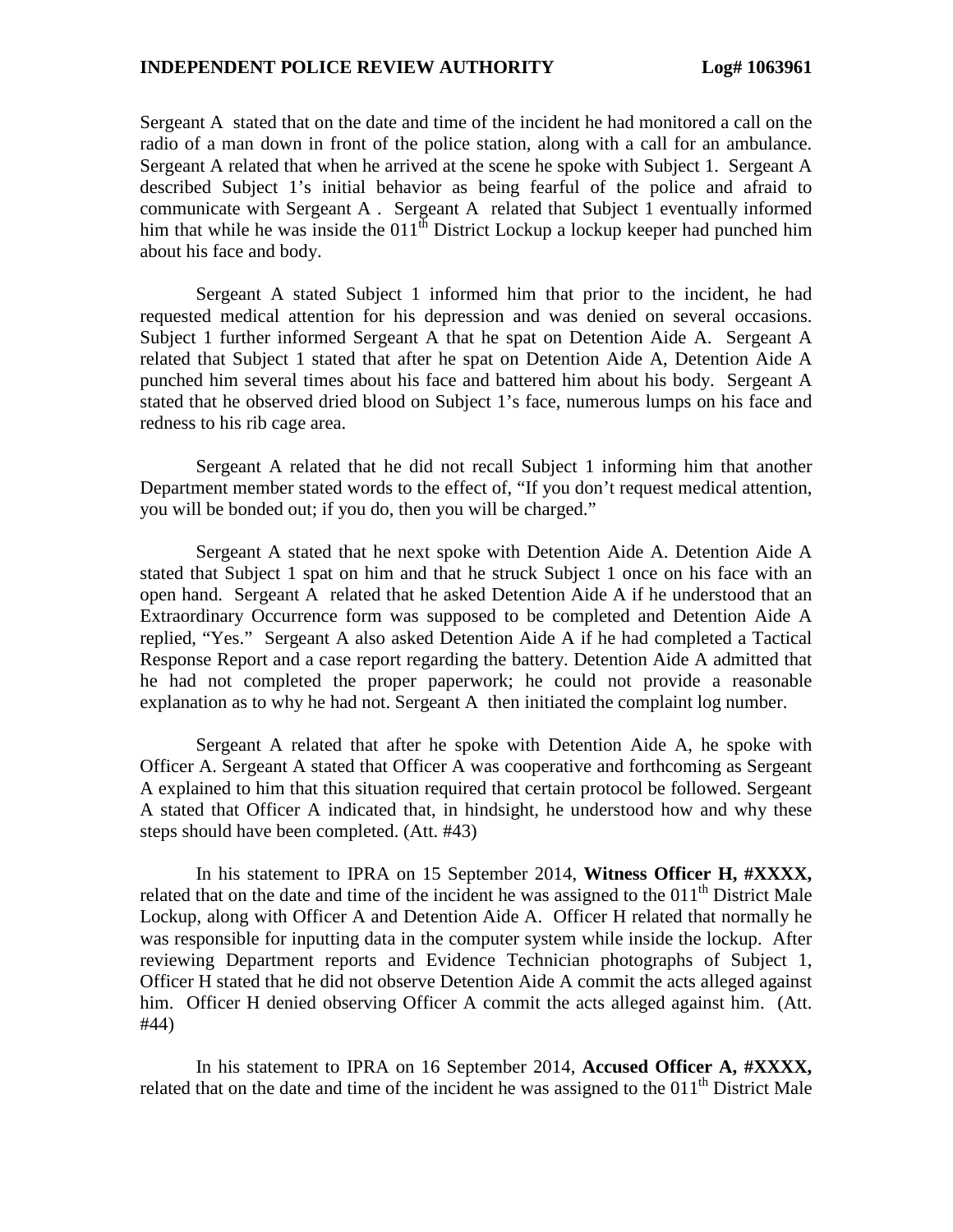Sergeant A stated that on the date and time of the incident he had monitored a call on the radio of a man down in front of the police station, along with a call for an ambulance. Sergeant A related that when he arrived at the scene he spoke with Subject 1. Sergeant A described Subject 1's initial behavior as being fearful of the police and afraid to communicate with Sergeant A . Sergeant A related that Subject 1 eventually informed him that while he was inside the 011th District Lockup a lockup keeper had punched him about his face and body.

Sergeant A stated Subject 1 informed him that prior to the incident, he had requested medical attention for his depression and was denied on several occasions. Subject 1 further informed Sergeant A that he spat on Detention Aide A. Sergeant A related that Subject 1 stated that after he spat on Detention Aide A, Detention Aide A punched him several times about his face and battered him about his body. Sergeant A stated that he observed dried blood on Subject 1's face, numerous lumps on his face and redness to his rib cage area.

Sergeant A related that he did not recall Subject 1 informing him that another Department member stated words to the effect of, "If you don't request medical attention, you will be bonded out; if you do, then you will be charged."

Sergeant A stated that he next spoke with Detention Aide A. Detention Aide A stated that Subject 1 spat on him and that he struck Subject 1 once on his face with an open hand. Sergeant A related that he asked Detention Aide A if he understood that an Extraordinary Occurrence form was supposed to be completed and Detention Aide A replied, "Yes." Sergeant A also asked Detention Aide A if he had completed a Tactical Response Report and a case report regarding the battery. Detention Aide A admitted that he had not completed the proper paperwork; he could not provide a reasonable explanation as to why he had not. Sergeant A then initiated the complaint log number.

Sergeant A related that after he spoke with Detention Aide A, he spoke with Officer A. Sergeant A stated that Officer A was cooperative and forthcoming as Sergeant A explained to him that this situation required that certain protocol be followed. Sergeant A stated that Officer A indicated that, in hindsight, he understood how and why these steps should have been completed. (Att. #43)

In his statement to IPRA on 15 September 2014, **Witness Officer H, #XXXX,** related that on the date and time of the incident he was assigned to the 011th District Male Lockup, along with Officer A and Detention Aide A. Officer H related that normally he was responsible for inputting data in the computer system while inside the lockup. After reviewing Department reports and Evidence Technician photographs of Subject 1, Officer H stated that he did not observe Detention Aide A commit the acts alleged against him. Officer H denied observing Officer A commit the acts alleged against him. (Att. #44)

In his statement to IPRA on 16 September 2014, **Accused Officer A, #XXXX,** related that on the date and time of the incident he was assigned to the 011th District Male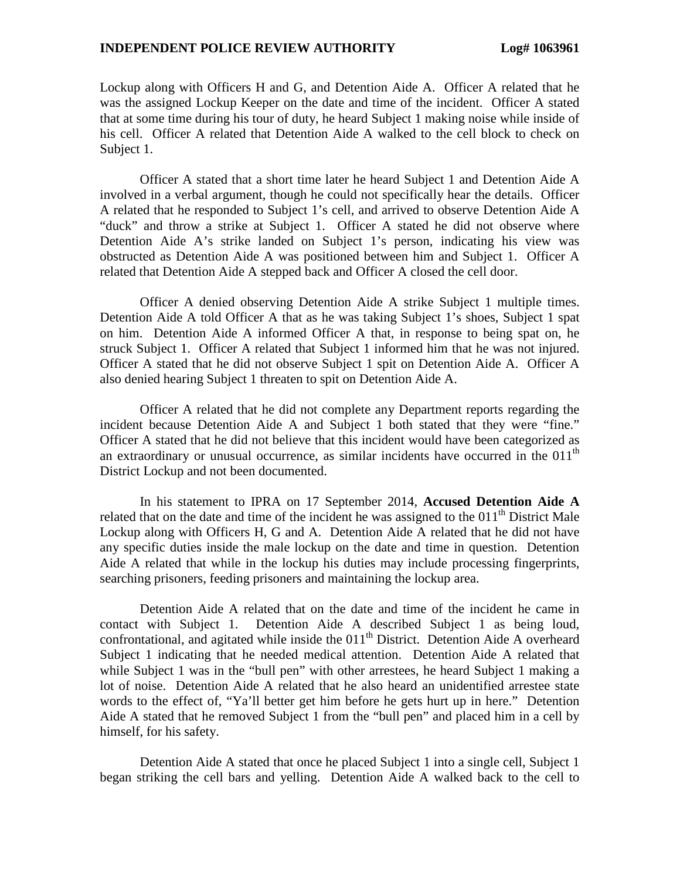Lockup along with Officers H and G, and Detention Aide A. Officer A related that he was the assigned Lockup Keeper on the date and time of the incident. Officer A stated that at some time during his tour of duty, he heard Subject 1 making noise while inside of his cell. Officer A related that Detention Aide A walked to the cell block to check on Subject 1.

Officer A stated that a short time later he heard Subject 1 and Detention Aide A involved in a verbal argument, though he could not specifically hear the details. Officer A related that he responded to Subject 1's cell, and arrived to observe Detention Aide A "duck" and throw a strike at Subject 1. Officer A stated he did not observe where Detention Aide A's strike landed on Subject 1's person, indicating his view was obstructed as Detention Aide A was positioned between him and Subject 1. Officer A related that Detention Aide A stepped back and Officer A closed the cell door.

Officer A denied observing Detention Aide A strike Subject 1 multiple times. Detention Aide A told Officer A that as he was taking Subject 1's shoes, Subject 1 spat on him. Detention Aide A informed Officer A that, in response to being spat on, he struck Subject 1. Officer A related that Subject 1 informed him that he was not injured. Officer A stated that he did not observe Subject 1 spit on Detention Aide A. Officer A also denied hearing Subject 1 threaten to spit on Detention Aide A.

Officer A related that he did not complete any Department reports regarding the incident because Detention Aide A and Subject 1 both stated that they were "fine." Officer A stated that he did not believe that this incident would have been categorized as an extraordinary or unusual occurrence, as similar incidents have occurred in the 011th District Lockup and not been documented.

In his statement to IPRA on 17 September 2014, **Accused Detention Aide A** related that on the date and time of the incident he was assigned to the 011th District Male Lockup along with Officers H, G and A. Detention Aide A related that he did not have any specific duties inside the male lockup on the date and time in question. Detention Aide A related that while in the lockup his duties may include processing fingerprints, searching prisoners, feeding prisoners and maintaining the lockup area.

Detention Aide A related that on the date and time of the incident he came in contact with Subject 1. Detention Aide A described Subject 1 as being loud, confrontational, and agitated while inside the 011th District. Detention Aide A overheard Subject 1 indicating that he needed medical attention. Detention Aide A related that while Subject 1 was in the "bull pen" with other arrestees, he heard Subject 1 making a lot of noise. Detention Aide A related that he also heard an unidentified arrestee state words to the effect of, "Ya'll better get him before he gets hurt up in here." Detention Aide A stated that he removed Subject 1 from the "bull pen" and placed him in a cell by himself, for his safety.

Detention Aide A stated that once he placed Subject 1 into a single cell, Subject 1 began striking the cell bars and yelling. Detention Aide A walked back to the cell to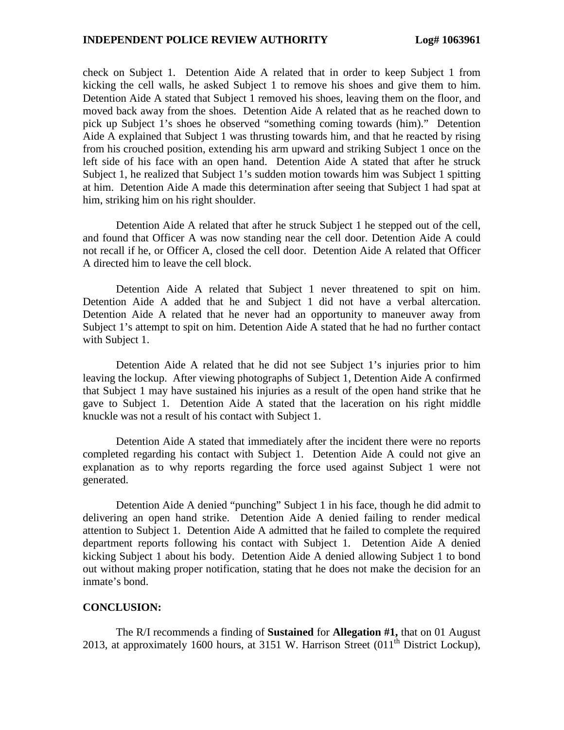check on Subject 1. Detention Aide A related that in order to keep Subject 1 from kicking the cell walls, he asked Subject 1 to remove his shoes and give them to him. Detention Aide A stated that Subject 1 removed his shoes, leaving them on the floor, and moved back away from the shoes. Detention Aide A related that as he reached down to pick up Subject 1's shoes he observed "something coming towards (him)." Detention Aide A explained that Subject 1 was thrusting towards him, and that he reacted by rising from his crouched position, extending his arm upward and striking Subject 1 once on the left side of his face with an open hand. Detention Aide A stated that after he struck Subject 1, he realized that Subject 1's sudden motion towards him was Subject 1 spitting at him. Detention Aide A made this determination after seeing that Subject 1 had spat at him, striking him on his right shoulder.

Detention Aide A related that after he struck Subject 1 he stepped out of the cell, and found that Officer A was now standing near the cell door. Detention Aide A could not recall if he, or Officer A, closed the cell door. Detention Aide A related that Officer A directed him to leave the cell block.

Detention Aide A related that Subject 1 never threatened to spit on him. Detention Aide A added that he and Subject 1 did not have a verbal altercation. Detention Aide A related that he never had an opportunity to maneuver away from Subject 1's attempt to spit on him. Detention Aide A stated that he had no further contact with Subject 1.

Detention Aide A related that he did not see Subject 1's injuries prior to him leaving the lockup. After viewing photographs of Subject 1, Detention Aide A confirmed that Subject 1 may have sustained his injuries as a result of the open hand strike that he gave to Subject 1. Detention Aide A stated that the laceration on his right middle knuckle was not a result of his contact with Subject 1.

Detention Aide A stated that immediately after the incident there were no reports completed regarding his contact with Subject 1. Detention Aide A could not give an explanation as to why reports regarding the force used against Subject 1 were not generated.

Detention Aide A denied "punching" Subject 1 in his face, though he did admit to delivering an open hand strike. Detention Aide A denied failing to render medical attention to Subject 1. Detention Aide A admitted that he failed to complete the required department reports following his contact with Subject 1. Detention Aide A denied kicking Subject 1 about his body. Detention Aide A denied allowing Subject 1 to bond out without making proper notification, stating that he does not make the decision for an inmate's bond.

## CONCLUSION:

The R/I recommends a finding of **Sustained** for **Allegation #1,** that on 01 August 2013, at approximately 1600 hours, at 3151 W. Harrison Street (011th District Lockup),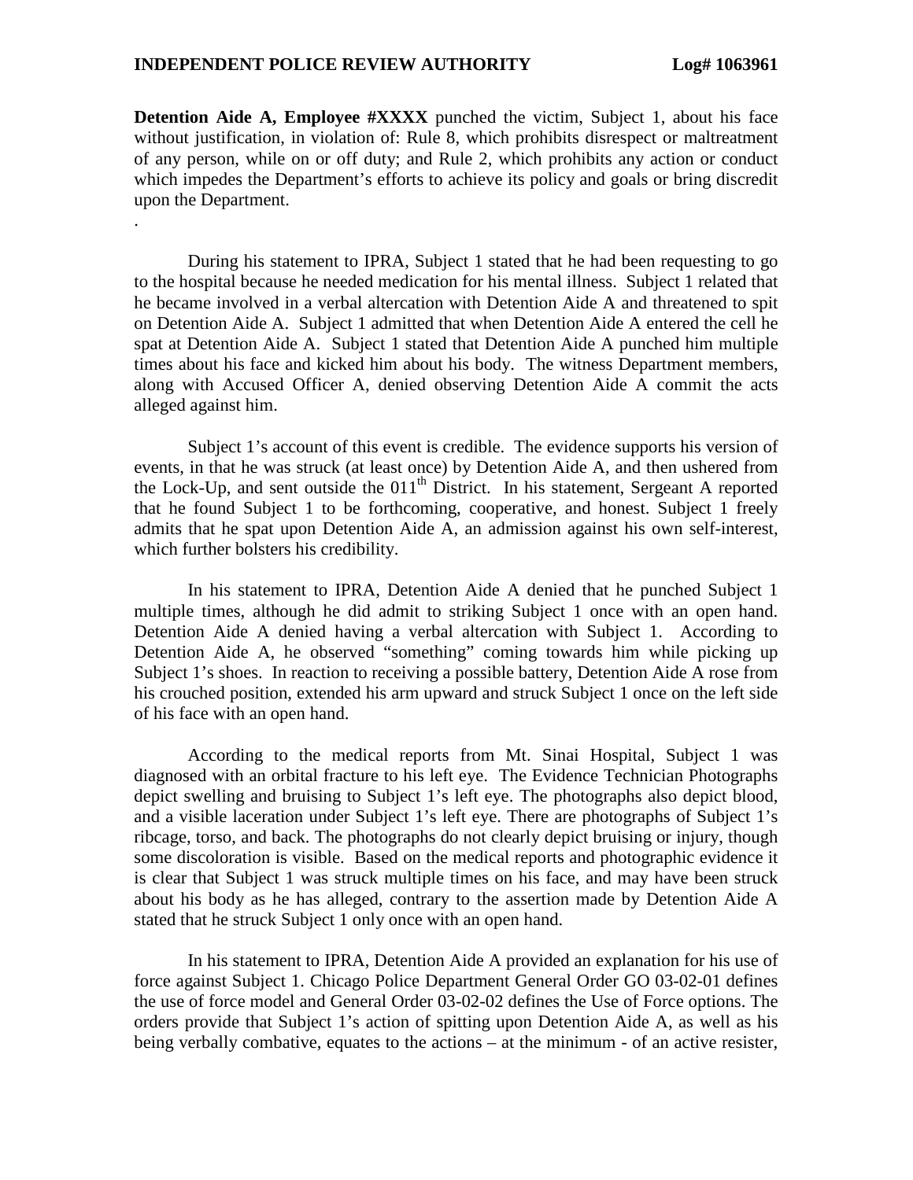**Detention Aide A, Employee #XXXX** punched the victim, Subject 1, about his face without justification, in violation of: Rule 8, which prohibits disrespect or maltreatment of any person, while on or off duty; and Rule 2, which prohibits any action or conduct which impedes the Department's efforts to achieve its policy and goals or bring discredit upon the Department.

.

During his statement to IPRA, Subject 1 stated that he had been requesting to go to the hospital because he needed medication for his mental illness. Subject 1 related that he became involved in a verbal altercation with Detention Aide A and threatened to spit on Detention Aide A. Subject 1 admitted that when Detention Aide A entered the cell he spat at Detention Aide A. Subject 1 stated that Detention Aide A punched him multiple times about his face and kicked him about his body. The witness Department members, along with Accused Officer A, denied observing Detention Aide A commit the acts alleged against him.

Subject 1's account of this event is credible. The evidence supports his version of events, in that he was struck (at least once) by Detention Aide A, and then ushered from the Lock-Up, and sent outside the 011th District. In his statement, Sergeant A reported that he found Subject 1 to be forthcoming, cooperative, and honest. Subject 1 freely admits that he spat upon Detention Aide A, an admission against his own self-interest, which further bolsters his credibility.

In his statement to IPRA, Detention Aide A denied that he punched Subject 1 multiple times, although he did admit to striking Subject 1 once with an open hand. Detention Aide A denied having a verbal altercation with Subject 1. According to Detention Aide A, he observed "something" coming towards him while picking up Subject 1's shoes. In reaction to receiving a possible battery, Detention Aide A rose from his crouched position, extended his arm upward and struck Subject 1 once on the left side of his face with an open hand.

According to the medical reports from Mt. Sinai Hospital, Subject 1 was diagnosed with an orbital fracture to his left eye. The Evidence Technician Photographs depict swelling and bruising to Subject 1's left eye. The photographs also depict blood, and a visible laceration under Subject 1's left eye. There are photographs of Subject 1's ribcage, torso, and back. The photographs do not clearly depict bruising or injury, though some discoloration is visible. Based on the medical reports and photographic evidence it is clear that Subject 1 was struck multiple times on his face, and may have been struck about his body as he has alleged, contrary to the assertion made by Detention Aide A stated that he struck Subject 1 only once with an open hand.

In his statement to IPRA, Detention Aide A provided an explanation for his use of force against Subject 1. Chicago Police Department General Order GO 03-02-01 defines the use of force model and General Order 03-02-02 defines the Use of Force options. The orders provide that Subject 1's action of spitting upon Detention Aide A, as well as his being verbally combative, equates to the actions – at the minimum - of an active resister,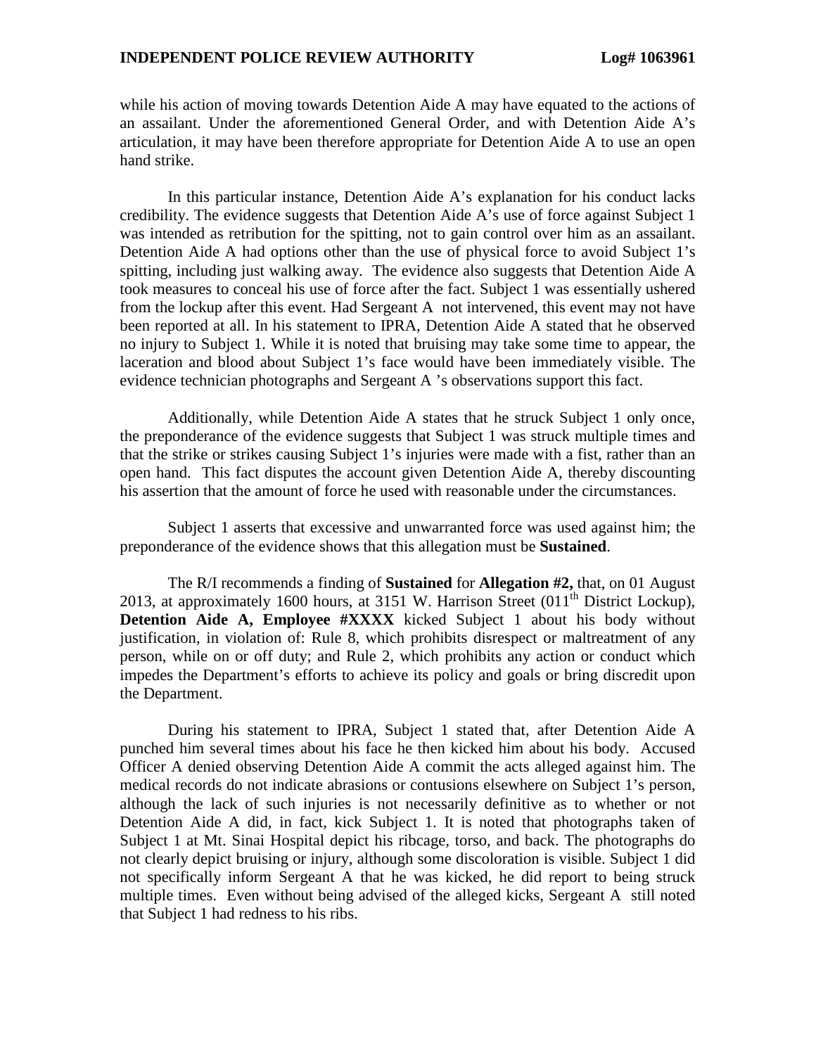while his action of moving towards Detention Aide A may have equated to the actions of an assailant. Under the aforementioned General Order, and with Detention Aide A's articulation, it may have been therefore appropriate for Detention Aide A to use an open hand strike.

In this particular instance, Detention Aide A's explanation for his conduct lacks credibility. The evidence suggests that Detention Aide A's use of force against Subject 1 was intended as retribution for the spitting, not to gain control over him as an assailant. Detention Aide A had options other than the use of physical force to avoid Subject 1's spitting, including just walking away. The evidence also suggests that Detention Aide A took measures to conceal his use of force after the fact. Subject 1 was essentially ushered from the lockup after this event. Had Sergeant A not intervened, this event may not have been reported at all. In his statement to IPRA, Detention Aide A stated that he observed no injury to Subject 1. While it is noted that bruising may take some time to appear, the laceration and blood about Subject 1's face would have been immediately visible. The evidence technician photographs and Sergeant A 's observations support this fact.

Additionally, while Detention Aide A states that he struck Subject 1 only once, the preponderance of the evidence suggests that Subject 1 was struck multiple times and that the strike or strikes causing Subject 1's injuries were made with a fist, rather than an open hand. This fact disputes the account given Detention Aide A, thereby discounting his assertion that the amount of force he used with reasonable under the circumstances.

Subject 1 asserts that excessive and unwarranted force was used against him; the preponderance of the evidence shows that this allegation must be **Sustained**.

The R/I recommends a finding of **Sustained** for **Allegation #2,** that, on 01 August 2013, at approximately 1600 hours, at 3151 W. Harrison Street (011th District Lockup), **Detention Aide A, Employee #XXXX** kicked Subject 1 about his body without justification, in violation of: Rule 8, which prohibits disrespect or maltreatment of any person, while on or off duty; and Rule 2, which prohibits any action or conduct which impedes the Department's efforts to achieve its policy and goals or bring discredit upon the Department.

During his statement to IPRA, Subject 1 stated that, after Detention Aide A punched him several times about his face he then kicked him about his body. Accused Officer A denied observing Detention Aide A commit the acts alleged against him. The medical records do not indicate abrasions or contusions elsewhere on Subject 1's person, although the lack of such injuries is not necessarily definitive as to whether or not Detention Aide A did, in fact, kick Subject 1. It is noted that photographs taken of Subject 1 at Mt. Sinai Hospital depict his ribcage, torso, and back. The photographs do not clearly depict bruising or injury, although some discoloration is visible. Subject 1 did not specifically inform Sergeant A that he was kicked, he did report to being struck multiple times. Even without being advised of the alleged kicks, Sergeant A still noted that Subject 1 had redness to his ribs.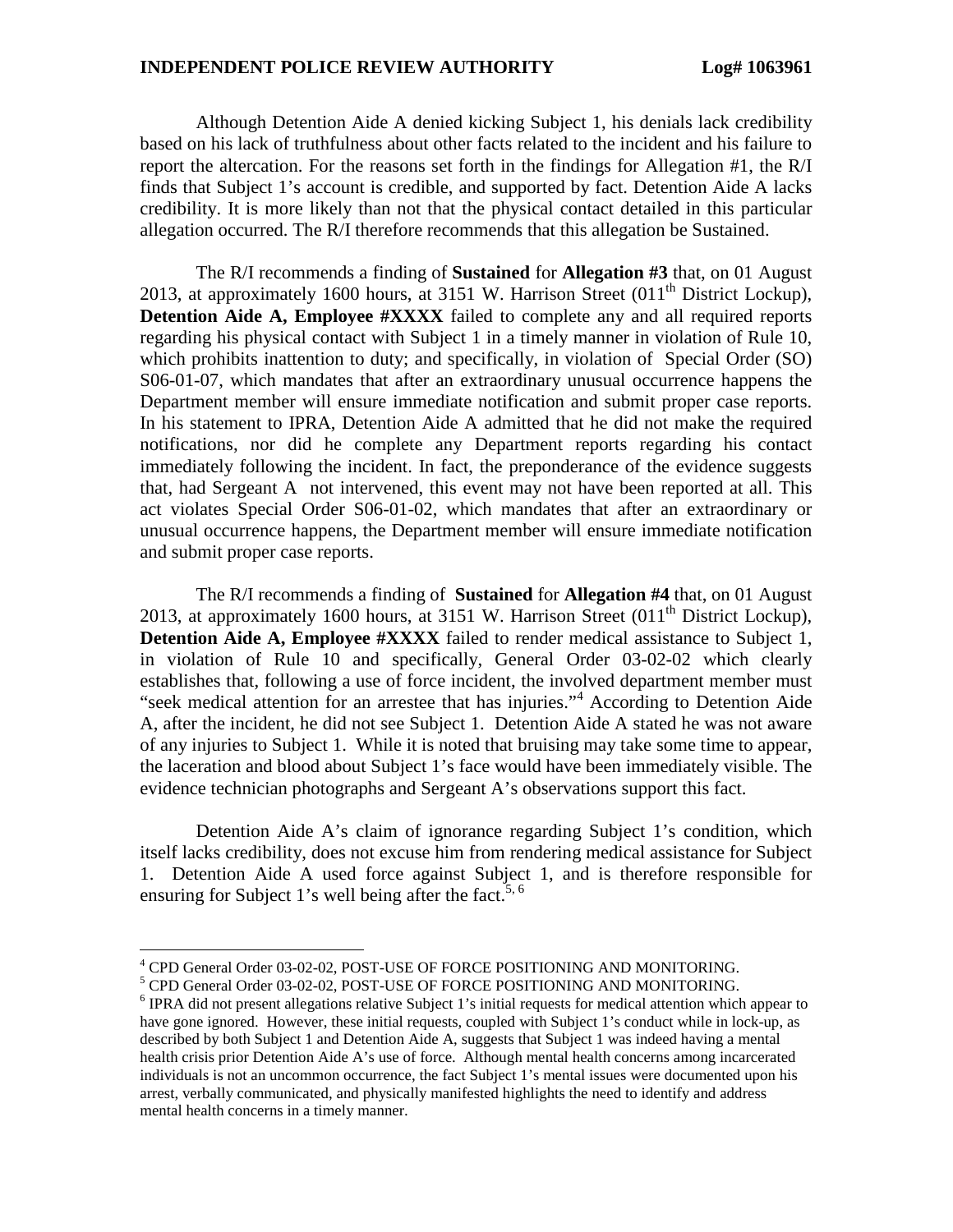Although Detention Aide A denied kicking Subject 1, his denials lack credibility based on his lack of truthfulness about other facts related to the incident and his failure to report the altercation. For the reasons set forth in the findings for Allegation #1, the R/I finds that Subject 1's account is credible, and supported by fact. Detention Aide A lacks credibility. It is more likely than not that the physical contact detailed in this particular allegation occurred. The R/I therefore recommends that this allegation be Sustained.

The R/I recommends a finding of **Sustained** for **Allegation #3** that, on 01 August 2013, at approximately 1600 hours, at 3151 W. Harrison Street (011th District Lockup), **Detention Aide A, Employee #XXXX** failed to complete any and all required reports regarding his physical contact with Subject 1 in a timely manner in violation of Rule 10, which prohibits inattention to duty; and specifically, in violation of Special Order (SO) S06-01-07, which mandates that after an extraordinary unusual occurrence happens the Department member will ensure immediate notification and submit proper case reports. In his statement to IPRA, Detention Aide A admitted that he did not make the required notifications, nor did he complete any Department reports regarding his contact immediately following the incident. In fact, the preponderance of the evidence suggests that, had Sergeant A not intervened, this event may not have been reported at all. This act violates Special Order S06-01-02, which mandates that after an extraordinary or unusual occurrence happens, the Department member will ensure immediate notification and submit proper case reports.

The R/I recommends a finding of **Sustained** for **Allegation #4** that, on 01 August 2013, at approximately 1600 hours, at 3151 W. Harrison Street (011th District Lockup), **Detention Aide A, Employee #XXXX** failed to render medical assistance to Subject 1, in violation of Rule 10 and specifically, General Order 03-02-02 which clearly establishes that, following a use of force incident, the involved department member must "seek medical attention for an arrestee that has injuries."[4] According to Detention Aide A, after the incident, he did not see Subject 1. Detention Aide A stated he was not aware of any injuries to Subject 1. While it is noted that bruising may take some time to appear, the laceration and blood about Subject 1's face would have been immediately visible. The evidence technician photographs and Sergeant A's observations support this fact.

Detention Aide A's claim of ignorance regarding Subject 1's condition, which itself lacks credibility, does not excuse him from rendering medical assistance for Subject 1. Detention Aide A used force against Subject 1, and is therefore responsible for ensuring for Subject 1's well being after the fact.[5, 6]

---

[4] CPD General Order 03-02-02, POST-USE OF FORCE POSITIONING AND MONITORING.

[5] CPD General Order 03-02-02, POST-USE OF FORCE POSITIONING AND MONITORING.

[6] IPRA did not present allegations relative Subject 1's initial requests for medical attention which appear to have gone ignored. However, these initial requests, coupled with Subject 1's conduct while in lock-up, as described by both Subject 1 and Detention Aide A, suggests that Subject 1 was indeed having a mental health crisis prior Detention Aide A's use of force. Although mental health concerns among incarcerated individuals is not an uncommon occurrence, the fact Subject 1's mental issues were documented upon his arrest, verbally communicated, and physically manifested highlights the need to identify and address mental health concerns in a timely manner.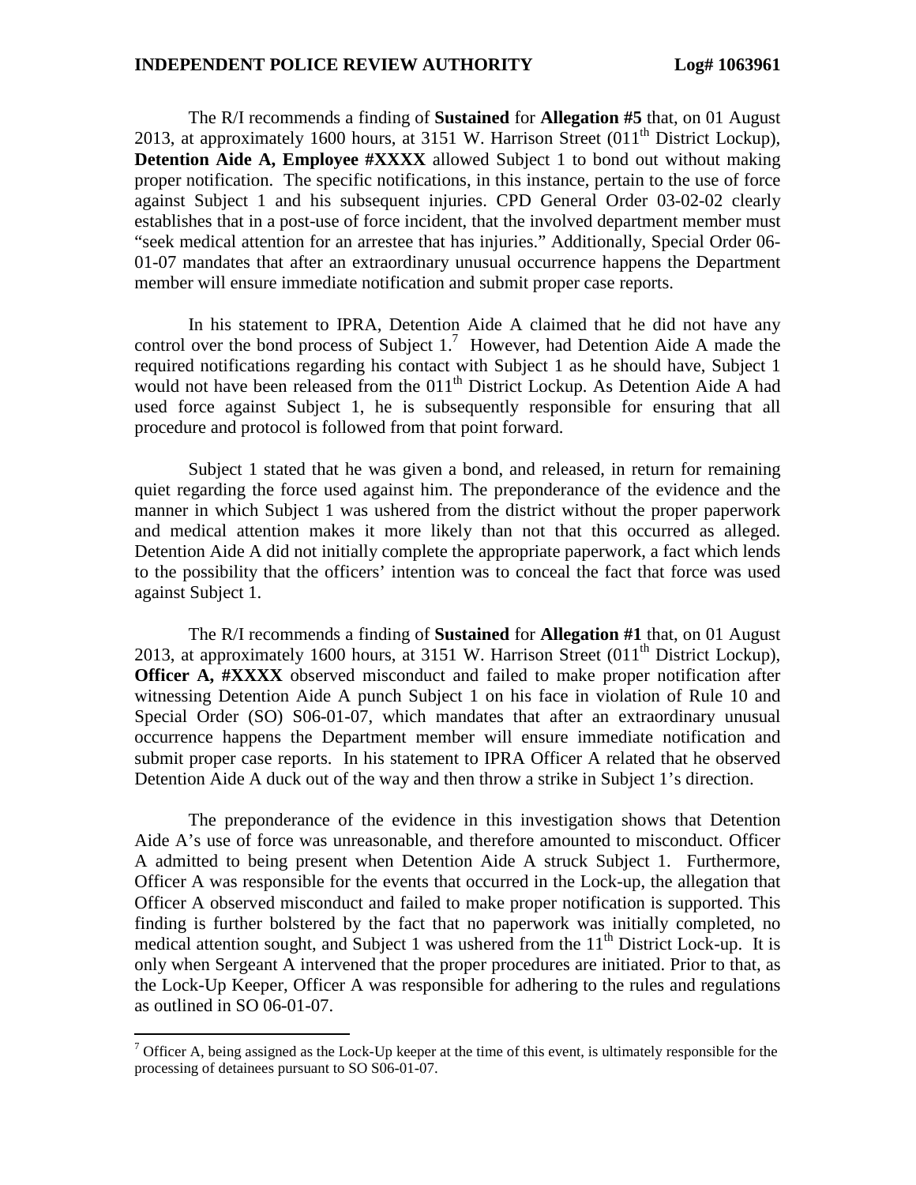The R/I recommends a finding of **Sustained** for **Allegation #5** that, on 01 August 2013, at approximately 1600 hours, at 3151 W. Harrison Street (011th District Lockup), **Detention Aide A, Employee #XXXX** allowed Subject 1 to bond out without making proper notification. The specific notifications, in this instance, pertain to the use of force against Subject 1 and his subsequent injuries. CPD General Order 03-02-02 clearly establishes that in a post-use of force incident, that the involved department member must "seek medical attention for an arrestee that has injuries." Additionally, Special Order 06-01-07 mandates that after an extraordinary unusual occurrence happens the Department member will ensure immediate notification and submit proper case reports.

In his statement to IPRA, Detention Aide A claimed that he did not have any control over the bond process of Subject 1.[7] However, had Detention Aide A made the required notifications regarding his contact with Subject 1 as he should have, Subject 1 would not have been released from the 011th District Lockup. As Detention Aide A had used force against Subject 1, he is subsequently responsible for ensuring that all procedure and protocol is followed from that point forward.

Subject 1 stated that he was given a bond, and released, in return for remaining quiet regarding the force used against him. The preponderance of the evidence and the manner in which Subject 1 was ushered from the district without the proper paperwork and medical attention makes it more likely than not that this occurred as alleged. Detention Aide A did not initially complete the appropriate paperwork, a fact which lends to the possibility that the officers' intention was to conceal the fact that force was used against Subject 1.

The R/I recommends a finding of **Sustained** for **Allegation #1** that, on 01 August 2013, at approximately 1600 hours, at 3151 W. Harrison Street (011th District Lockup), **Officer A, #XXXX** observed misconduct and failed to make proper notification after witnessing Detention Aide A punch Subject 1 on his face in violation of Rule 10 and Special Order (SO) S06-01-07, which mandates that after an extraordinary unusual occurrence happens the Department member will ensure immediate notification and submit proper case reports. In his statement to IPRA Officer A related that he observed Detention Aide A duck out of the way and then throw a strike in Subject 1's direction.

The preponderance of the evidence in this investigation shows that Detention Aide A's use of force was unreasonable, and therefore amounted to misconduct. Officer A admitted to being present when Detention Aide A struck Subject 1. Furthermore, Officer A was responsible for the events that occurred in the Lock-up, the allegation that Officer A observed misconduct and failed to make proper notification is supported. This finding is further bolstered by the fact that no paperwork was initially completed, no medical attention sought, and Subject 1 was ushered from the 11th District Lock-up. It is only when Sergeant A intervened that the proper procedures are initiated. Prior to that, as the Lock-Up Keeper, Officer A was responsible for adhering to the rules and regulations as outlined in SO 06-01-07.

[7] Officer A, being assigned as the Lock-Up keeper at the time of this event, is ultimately responsible for the processing of detainees pursuant to SO S06-01-07.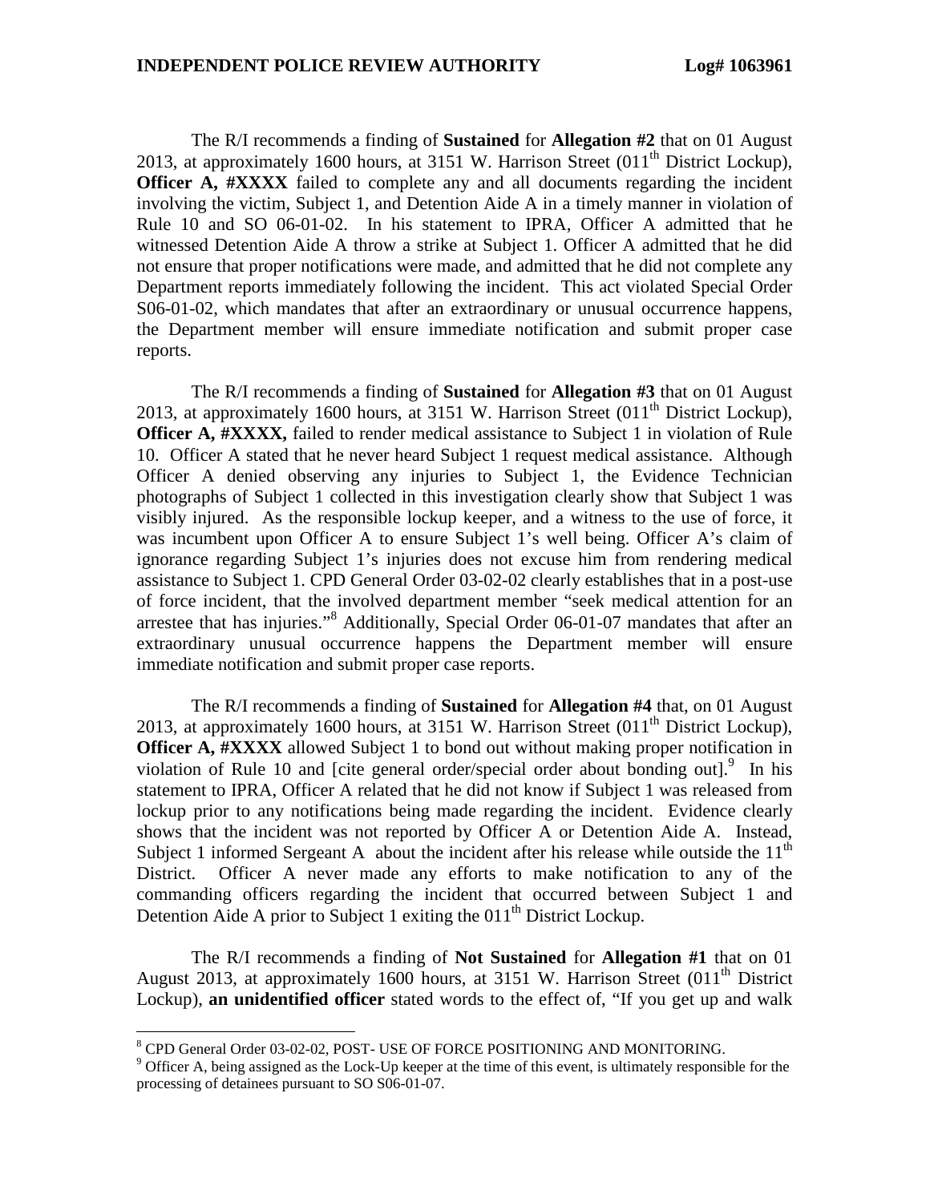The R/I recommends a finding of **Sustained** for **Allegation #2** that on 01 August 2013, at approximately 1600 hours, at 3151 W. Harrison Street (011th District Lockup), **Officer A, #XXXX** failed to complete any and all documents regarding the incident involving the victim, Subject 1, and Detention Aide A in a timely manner in violation of Rule 10 and SO 06-01-02. In his statement to IPRA, Officer A admitted that he witnessed Detention Aide A throw a strike at Subject 1. Officer A admitted that he did not ensure that proper notifications were made, and admitted that he did not complete any Department reports immediately following the incident. This act violated Special Order S06-01-02, which mandates that after an extraordinary or unusual occurrence happens, the Department member will ensure immediate notification and submit proper case reports.

The R/I recommends a finding of **Sustained** for **Allegation #3** that on 01 August 2013, at approximately 1600 hours, at 3151 W. Harrison Street (011th District Lockup), **Officer A, #XXXX,** failed to render medical assistance to Subject 1 in violation of Rule 10. Officer A stated that he never heard Subject 1 request medical assistance. Although Officer A denied observing any injuries to Subject 1, the Evidence Technician photographs of Subject 1 collected in this investigation clearly show that Subject 1 was visibly injured. As the responsible lockup keeper, and a witness to the use of force, it was incumbent upon Officer A to ensure Subject 1's well being. Officer A's claim of ignorance regarding Subject 1's injuries does not excuse him from rendering medical assistance to Subject 1. CPD General Order 03-02-02 clearly establishes that in a post-use of force incident, that the involved department member "seek medical attention for an arrestee that has injuries."[8] Additionally, Special Order 06-01-07 mandates that after an extraordinary unusual occurrence happens the Department member will ensure immediate notification and submit proper case reports.

The R/I recommends a finding of **Sustained** for **Allegation #4** that, on 01 August 2013, at approximately 1600 hours, at 3151 W. Harrison Street (011th District Lockup), **Officer A, #XXXX** allowed Subject 1 to bond out without making proper notification in violation of Rule 10 and [cite general order/special order about bonding out].[9] In his statement to IPRA, Officer A related that he did not know if Subject 1 was released from lockup prior to any notifications being made regarding the incident. Evidence clearly shows that the incident was not reported by Officer A or Detention Aide A. Instead, Subject 1 informed Sergeant A about the incident after his release while outside the 11th District. Officer A never made any efforts to make notification to any of the commanding officers regarding the incident that occurred between Subject 1 and Detention Aide A prior to Subject 1 exiting the 011th District Lockup.

The R/I recommends a finding of **Not Sustained** for **Allegation #1** that on 01 August 2013, at approximately 1600 hours, at 3151 W. Harrison Street (011th District Lockup), **an unidentified officer** stated words to the effect of, "If you get up and walk

---

[8] CPD General Order 03-02-02, POST- USE OF FORCE POSITIONING AND MONITORING.

[9] Officer A, being assigned as the Lock-Up keeper at the time of this event, is ultimately responsible for the processing of detainees pursuant to SO S06-01-07.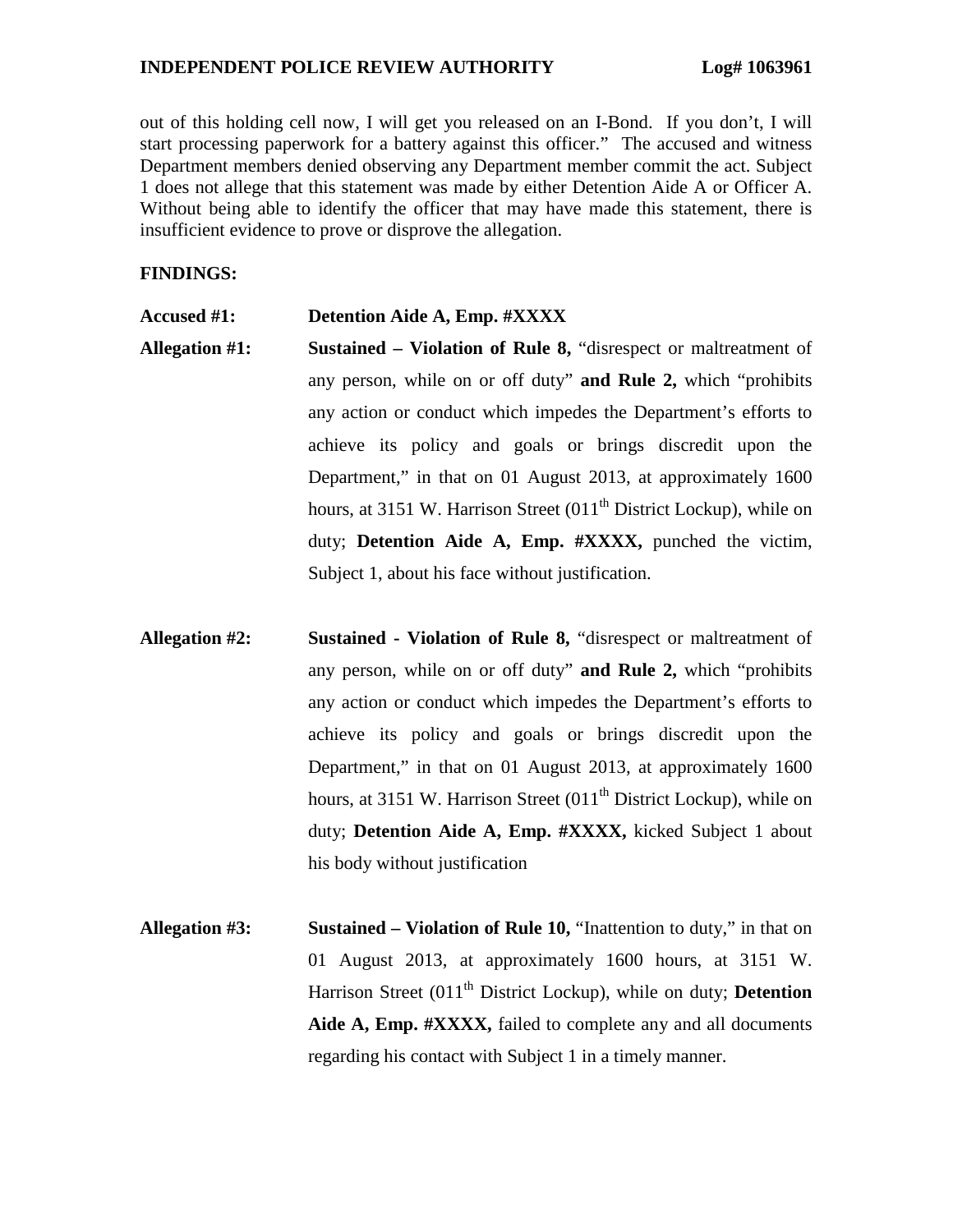out of this holding cell now, I will get you released on an I-Bond. If you don't, I will start processing paperwork for a battery against this officer." The accused and witness Department members denied observing any Department member commit the act. Subject 1 does not allege that this statement was made by either Detention Aide A or Officer A. Without being able to identify the officer that may have made this statement, there is insufficient evidence to prove or disprove the allegation.

**FINDINGS:**

**Accused #1:** **Detention Aide A, Emp. #XXXX**

**Allegation #1:** **Sustained – Violation of Rule 8,** "disrespect or maltreatment of any person, while on or off duty" **and Rule 2,** which "prohibits any action or conduct which impedes the Department's efforts to achieve its policy and goals or brings discredit upon the Department," in that on 01 August 2013, at approximately 1600 hours, at 3151 W. Harrison Street (011th District Lockup), while on duty; **Detention Aide A, Emp. #XXXX,** punched the victim, Subject 1, about his face without justification.

**Allegation #2:** **Sustained - Violation of Rule 8,** "disrespect or maltreatment of any person, while on or off duty" **and Rule 2,** which "prohibits any action or conduct which impedes the Department's efforts to achieve its policy and goals or brings discredit upon the Department," in that on 01 August 2013, at approximately 1600 hours, at 3151 W. Harrison Street (011th District Lockup), while on duty; **Detention Aide A, Emp. #XXXX,** kicked Subject 1 about his body without justification

**Allegation #3:** **Sustained – Violation of Rule 10,** "Inattention to duty," in that on 01 August 2013, at approximately 1600 hours, at 3151 W. Harrison Street (011th District Lockup), while on duty; **Detention Aide A, Emp. #XXXX,** failed to complete any and all documents regarding his contact with Subject 1 in a timely manner.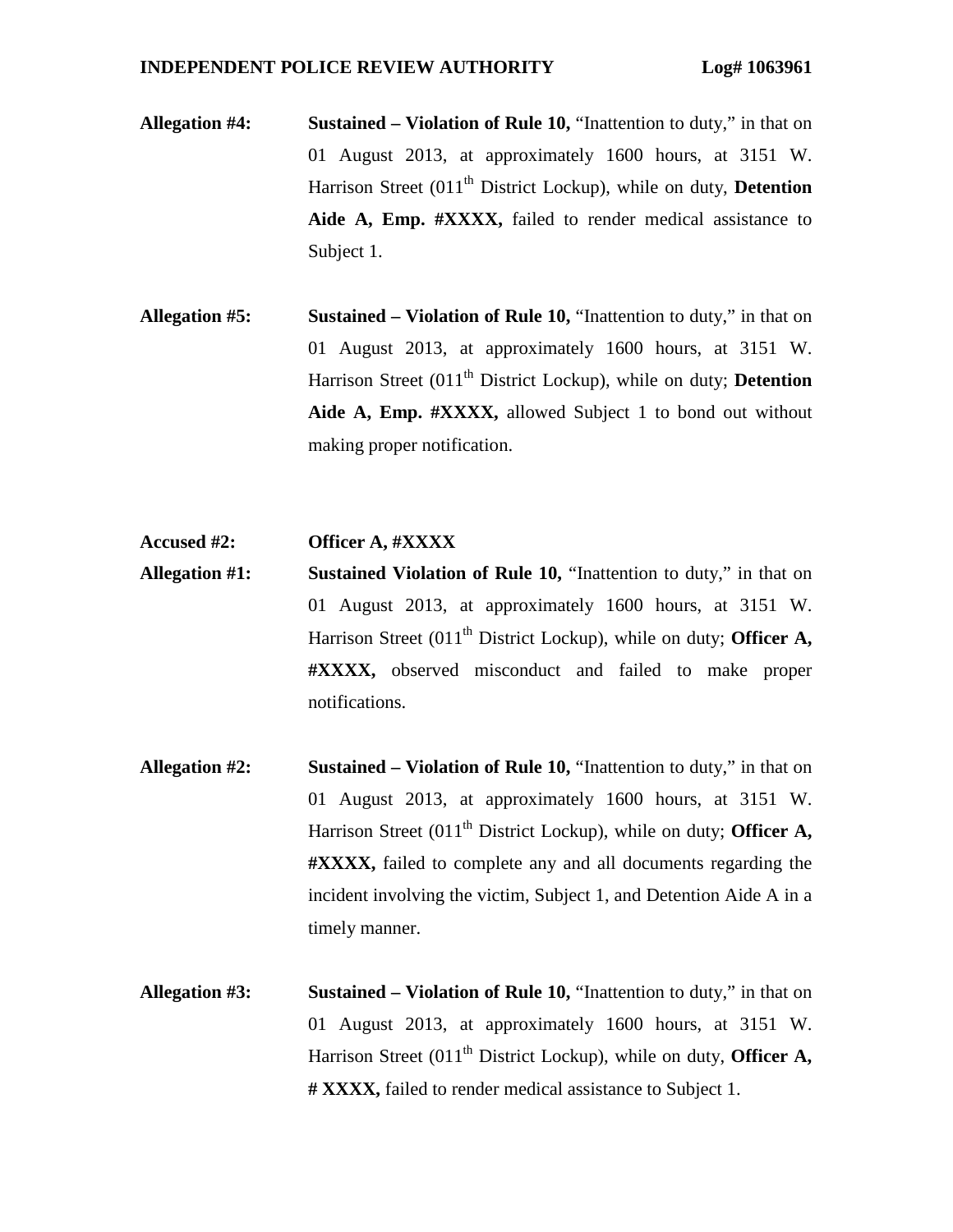**Allegation #4:** **Sustained – Violation of Rule 10,** "Inattention to duty," in that on 01 August 2013, at approximately 1600 hours, at 3151 W. Harrison Street (011th District Lockup), while on duty, **Detention Aide A, Emp. #XXXX,** failed to render medical assistance to Subject 1.

**Allegation #5:** **Sustained – Violation of Rule 10,** "Inattention to duty," in that on 01 August 2013, at approximately 1600 hours, at 3151 W. Harrison Street (011th District Lockup), while on duty; **Detention Aide A, Emp. #XXXX,** allowed Subject 1 to bond out without making proper notification.

**Accused #2:** **Officer A, #XXXX**

**Allegation #1:** **Sustained Violation of Rule 10,** "Inattention to duty," in that on 01 August 2013, at approximately 1600 hours, at 3151 W. Harrison Street (011th District Lockup), while on duty; **Officer A, #XXXX,** observed misconduct and failed to make proper notifications.

**Allegation #2:** **Sustained – Violation of Rule 10,** "Inattention to duty," in that on 01 August 2013, at approximately 1600 hours, at 3151 W. Harrison Street (011th District Lockup), while on duty; **Officer A, #XXXX,** failed to complete any and all documents regarding the incident involving the victim, Subject 1, and Detention Aide A in a timely manner.

**Allegation #3:** **Sustained – Violation of Rule 10,** "Inattention to duty," in that on 01 August 2013, at approximately 1600 hours, at 3151 W. Harrison Street (011th District Lockup), while on duty, **Officer A, # XXXX,** failed to render medical assistance to Subject 1.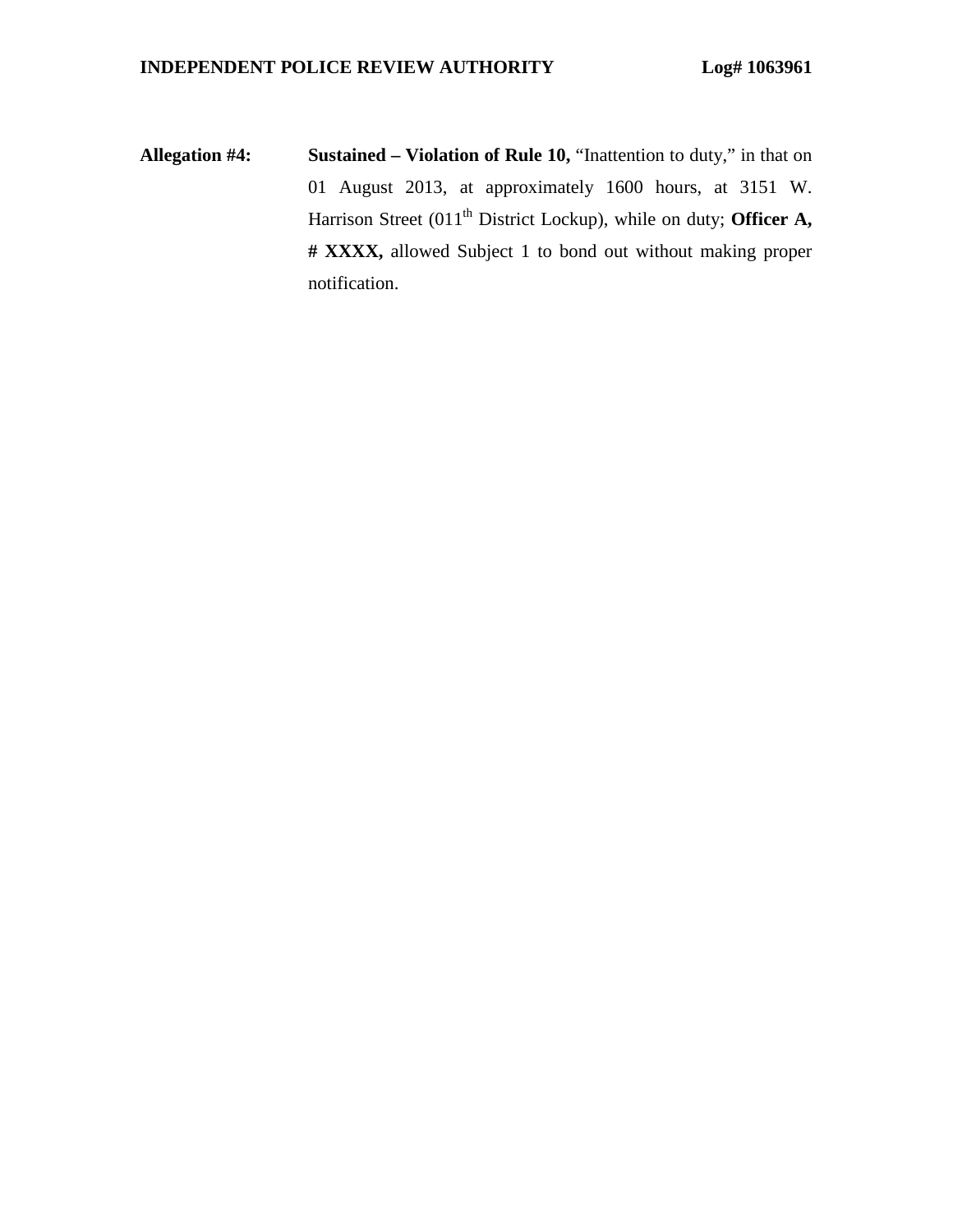**Allegation #4:** **Sustained – Violation of Rule 10,** "Inattention to duty," in that on 01 August 2013, at approximately 1600 hours, at 3151 W. Harrison Street (011th District Lockup), while on duty; **Officer A, # XXXX,** allowed Subject 1 to bond out without making proper notification.